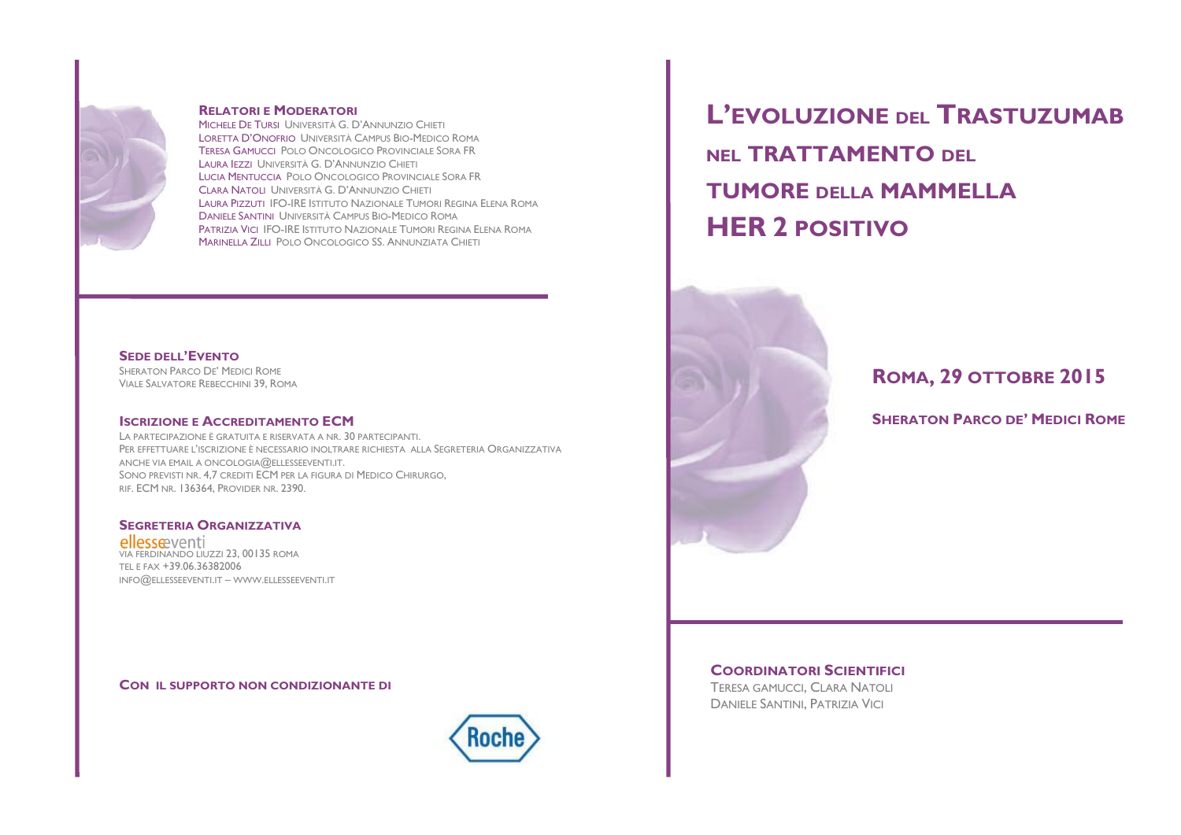# L'EVOLUZIONE DEL TRASTUZUMAB NEL TRATTAMENTO DEL TUMORE DELLA MAMMELLA HER 2 POSITIVO

## ROMA, 29 OTTOBRE 2015

**SHERATON PARCO DE' MEDICI ROME**

### COORDINATORI SCIENTIFICI

TERESA GAMUCCI, CLARA NATOLI
DANIELE SANTINI, PATRIZIA VICI

### RELATORI E MODERATORI

MICHELE DE TURSI UNIVERSITÀ G. D'ANNUNZIO CHIETI
LORETTA D'ONOFRIO UNIVERSITÀ CAMPUS BIO-MEDICO ROMA
TERESA GAMUCCI POLO ONCOLOGICO PROVINCIALE SORA FR
LAURA IEZZI UNIVERSITÀ G. D'ANNUNZIO CHIETI
LUCIA MENTUCCIA POLO ONCOLOGICO PROVINCIALE SORA FR
CLARA NATOLI UNIVERSITÀ G. D'ANNUNZIO CHIETI
LAURA PIZZUTI IFO-IRE ISTITUTO NAZIONALE TUMORI REGINA ELENA ROMA
DANIELE SANTINI UNIVERSITÀ CAMPUS BIO-MEDICO ROMA
PATRIZIA VICI IFO-IRE ISTITUTO NAZIONALE TUMORI REGINA ELENA ROMA
MARINELLA ZILLI POLO ONCOLOGICO SS. ANNUNZIATA CHIETI

### SEDE DELL'EVENTO

SHERATON PARCO DE' MEDICI ROME
VIALE SALVATORE REBECCHINI 39, ROMA

### ISCRIZIONE E ACCREDITAMENTO ECM

LA PARTECIPAZIONE È GRATUITA E RISERVATA A NR. 30 PARTECIPANTI.
PER EFFETTUARE L'ISCRIZIONE È NECESSARIO INOLTRARE RICHIESTA ALLA SEGRETERIA ORGANIZZATIVA ANCHE VIA EMAIL A ONCOLOGIA@ELLESSEEVENTI.IT.
SONO PREVISTI NR. 4,7 CREDITI ECM PER LA FIGURA DI MEDICO CHIRURGO,
RIF. ECM NR. 136364, PROVIDER NR. 2390.

### SEGRETERIA ORGANIZZATIVA

ellesseventi
VIA FERDINANDO LIUZZI 23, 00135 ROMA
TEL E FAX +39.06.36382006
INFO@ELLESSEEVENTI.IT – WWW.ELLESSEEVENTI.IT

**CON IL SUPPORTO NON CONDIZIONANTE DI**

Roche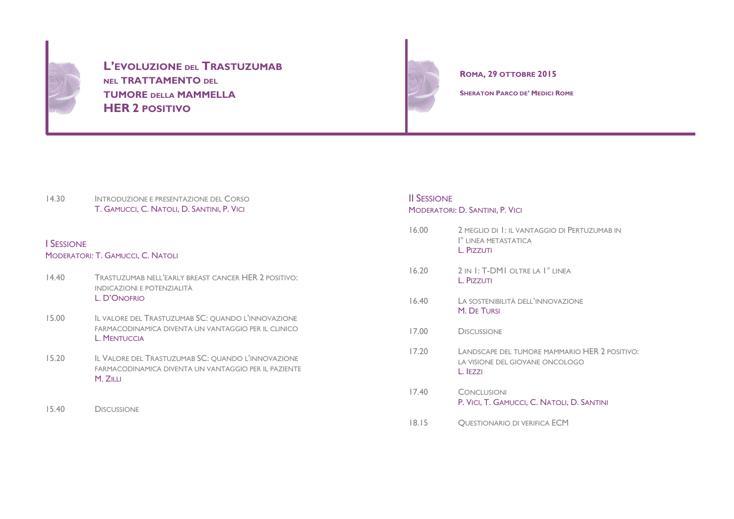# L'evoluzione del Trastuzumab nel trattamento del tumore della mammella HER 2 positivo

**Roma, 29 ottobre 2015**

**Sheraton Parco de' Medici Rome**

14.30 Introduzione e presentazione del Corso
T. Gamucci, C. Natoli, D. Santini, P. Vici

## I Sessione

Moderatori: T. Gamucci, C. Natoli

14.40 Trastuzumab nell'early breast cancer HER 2 positivo: indicazioni e potenzialità
L. D'Onofrio

15.00 Il valore del Trastuzumab SC: quando l'innovazione farmacodinamica diventa un vantaggio per il clinico
L. Mentuccia

15.20 Il Valore del Trastuzumab SC: quando l'innovazione farmacodinamica diventa un vantaggio per il paziente
M. Zilli

15.40 Discussione

## II Sessione

Moderatori: D. Santini, P. Vici

16.00 2 meglio di 1: il vantaggio di Pertuzumab in I° linea metastatica
L. Pizzuti

16.20 2 in 1: T-DM1 oltre la 1° linea
L. Pizzuti

16.40 La sostenibilità dell'innovazione
M. De Tursi

17.00 Discussione

17.20 Landscape del tumore mammario HER 2 positivo: la visione del giovane oncologo
L. Iezzi

17.40 Conclusioni
P. Vici, T. Gamucci, C. Natoli, D. Santini

18.15 Questionario di verifica ECM